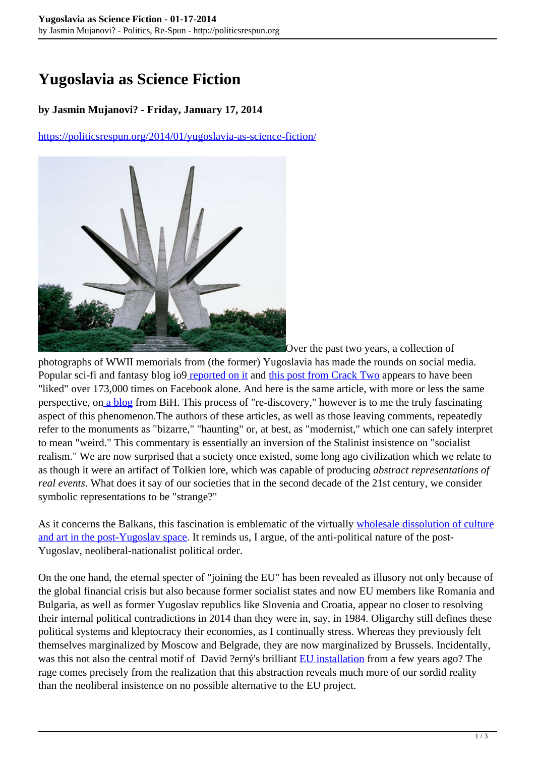# Yugoslavia as Science Fiction

**by Jasmin Mujanovi? - Friday, January 17, 2014**

https://politicsrespun.org/2014/01/yugoslavia-as-science-fiction/

Over the past two years, a collection of photographs of WWII memorials from (the former) Yugoslavia has made the rounds on social media. Popular sci-fi and fantasy blog io9 reported on it and this post from Crack Two appears to have been "liked" over 173,000 times on Facebook alone. And here is the same article, with more or less the same perspective, on a blog from BiH. This process of "re-discovery," however is to me the truly fascinating aspect of this phenomenon.The authors of these articles, as well as those leaving comments, repeatedly refer to the monuments as "bizarre," "haunting" or, at best, as "modernist," which one can safely interpret to mean "weird." This commentary is essentially an inversion of the Stalinist insistence on "socialist realism." We are now surprised that a society once existed, some long ago civilization which we relate to as though it were an artifact of Tolkien lore, which was capable of producing *abstract representations of real events*. What does it say of our societies that in the second decade of the 21st century, we consider symbolic representations to be "strange?"

As it concerns the Balkans, this fascination is emblematic of the virtually wholesale dissolution of culture and art in the post-Yugoslav space. It reminds us, I argue, of the anti-political nature of the post-Yugoslav, neoliberal-nationalist political order.

On the one hand, the eternal specter of "joining the EU" has been revealed as illusory not only because of the global financial crisis but also because former socialist states and now EU members like Romania and Bulgaria, as well as former Yugoslav republics like Slovenia and Croatia, appear no closer to resolving their internal political contradictions in 2014 than they were in, say, in 1984. Oligarchy still defines these political systems and kleptocracy their economies, as I continually stress. Whereas they previously felt themselves marginalized by Moscow and Belgrade, they are now marginalized by Brussels. Incidentally, was this not also the central motif of David ?erný's brilliant EU installation from a few years ago? The rage comes precisely from the realization that this abstraction reveals much more of our sordid reality than the neoliberal insistence on no possible alternative to the EU project.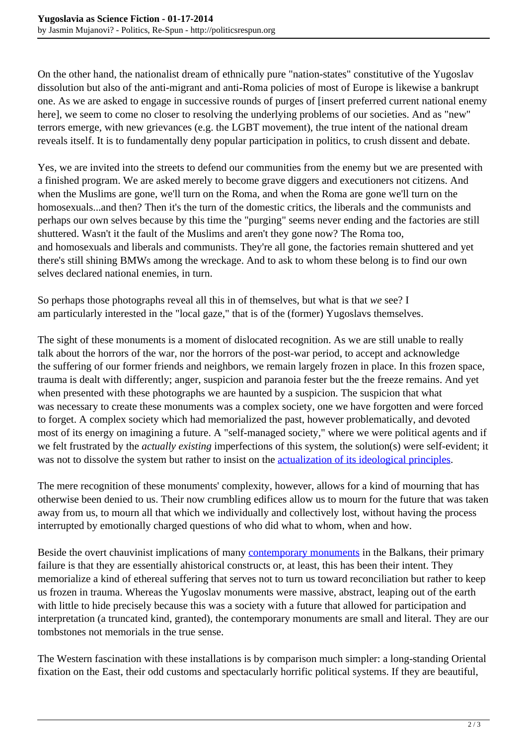On the other hand, the nationalist dream of ethnically pure "nation-states" constitutive of the Yugoslav dissolution but also of the anti-migrant and anti-Roma policies of most of Europe is likewise a bankrupt one. As we are asked to engage in successive rounds of purges of [insert preferred current national enemy here], we seem to come no closer to resolving the underlying problems of our societies. And as "new" terrors emerge, with new grievances (e.g. the LGBT movement), the true intent of the national dream reveals itself. It is to fundamentally deny popular participation in politics, to crush dissent and debate.

Yes, we are invited into the streets to defend our communities from the enemy but we are presented with a finished program. We are asked merely to become grave diggers and executioners not citizens. And when the Muslims are gone, we'll turn on the Roma, and when the Roma are gone we'll turn on the homosexuals...and then? Then it's the turn of the domestic critics, the liberals and the communists and perhaps our own selves because by this time the "purging" seems never ending and the factories are still shuttered. Wasn't it the fault of the Muslims and aren't they gone now? The Roma too, and homosexuals and liberals and communists. They're all gone, the factories remain shuttered and yet there's still shining BMWs among the wreckage. And to ask to whom these belong is to find our own selves declared national enemies, in turn.

So perhaps those photographs reveal all this in of themselves, but what is that *we* see? I am particularly interested in the "local gaze," that is of the (former) Yugoslavs themselves.

The sight of these monuments is a moment of dislocated recognition. As we are still unable to really talk about the horrors of the war, nor the horrors of the post-war period, to accept and acknowledge the suffering of our former friends and neighbors, we remain largely frozen in place. In this frozen space, trauma is dealt with differently; anger, suspicion and paranoia fester but the the freeze remains. And yet when presented with these photographs we are haunted by a suspicion. The suspicion that what was necessary to create these monuments was a complex society, one we have forgotten and were forced to forget. A complex society which had memorialized the past, however problematically, and devoted most of its energy on imagining a future. A "self-managed society," where we were political agents and if we felt frustrated by the *actually existing* imperfections of this system, the solution(s) were self-evident; it was not to dissolve the system but rather to insist on the actualization of its ideological principles.

The mere recognition of these monuments' complexity, however, allows for a kind of mourning that has otherwise been denied to us. Their now crumbling edifices allow us to mourn for the future that was taken away from us, to mourn all that which we individually and collectively lost, without having the process interrupted by emotionally charged questions of who did what to whom, when and how.

Beside the overt chauvinist implications of many contemporary monuments in the Balkans, their primary failure is that they are essentially ahistorical constructs or, at least, this has been their intent. They memorialize a kind of ethereal suffering that serves not to turn us toward reconciliation but rather to keep us frozen in trauma. Whereas the Yugoslav monuments were massive, abstract, leaping out of the earth with little to hide precisely because this was a society with a future that allowed for participation and interpretation (a truncated kind, granted), the contemporary monuments are small and literal. They are our tombstones not memorials in the true sense.

The Western fascination with these installations is by comparison much simpler: a long-standing Oriental fixation on the East, their odd customs and spectacularly horrific political systems. If they are beautiful,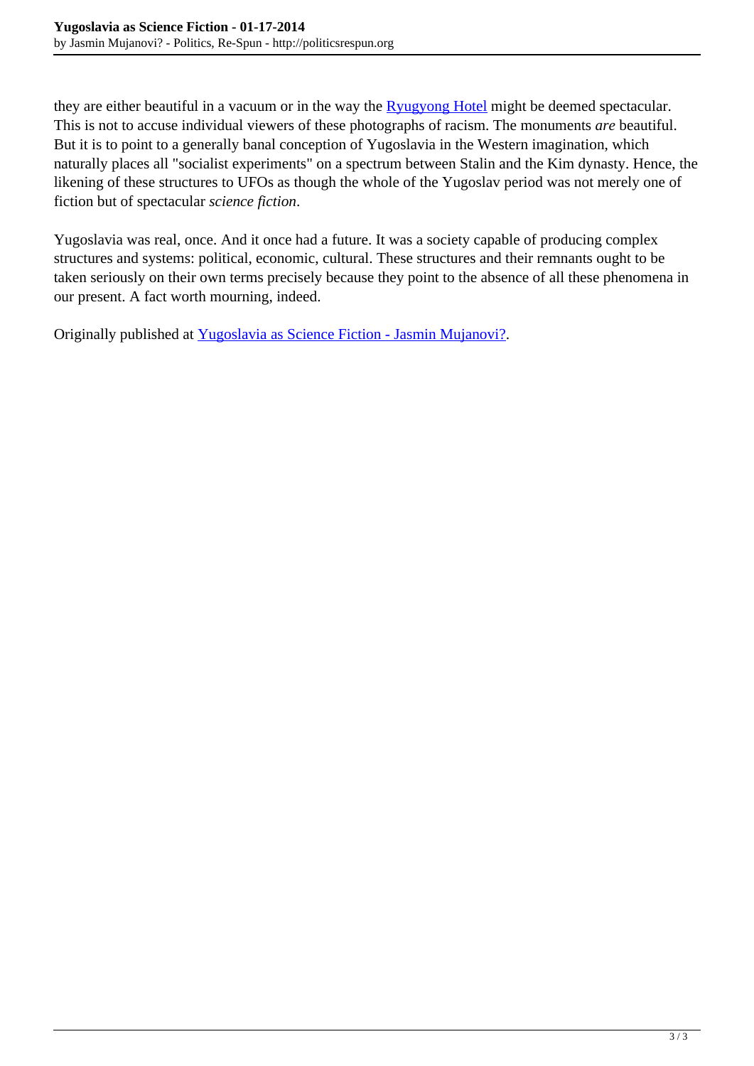they are either beautiful in a vacuum or in the way the [Ryugyong Hotel] might be deemed spectacular. This is not to accuse individual viewers of these photographs of racism. The monuments *are* beautiful. But it is to point to a generally banal conception of Yugoslavia in the Western imagination, which naturally places all "socialist experiments" on a spectrum between Stalin and the Kim dynasty. Hence, the likening of these structures to UFOs as though the whole of the Yugoslav period was not merely one of fiction but of spectacular *science fiction*.

Yugoslavia was real, once. And it once had a future. It was a society capable of producing complex structures and systems: political, economic, cultural. These structures and their remnants ought to be taken seriously on their own terms precisely because they point to the absence of all these phenomena in our present. A fact worth mourning, indeed.

Originally published at Yugoslavia as Science Fiction - Jasmin Mujanovi?.